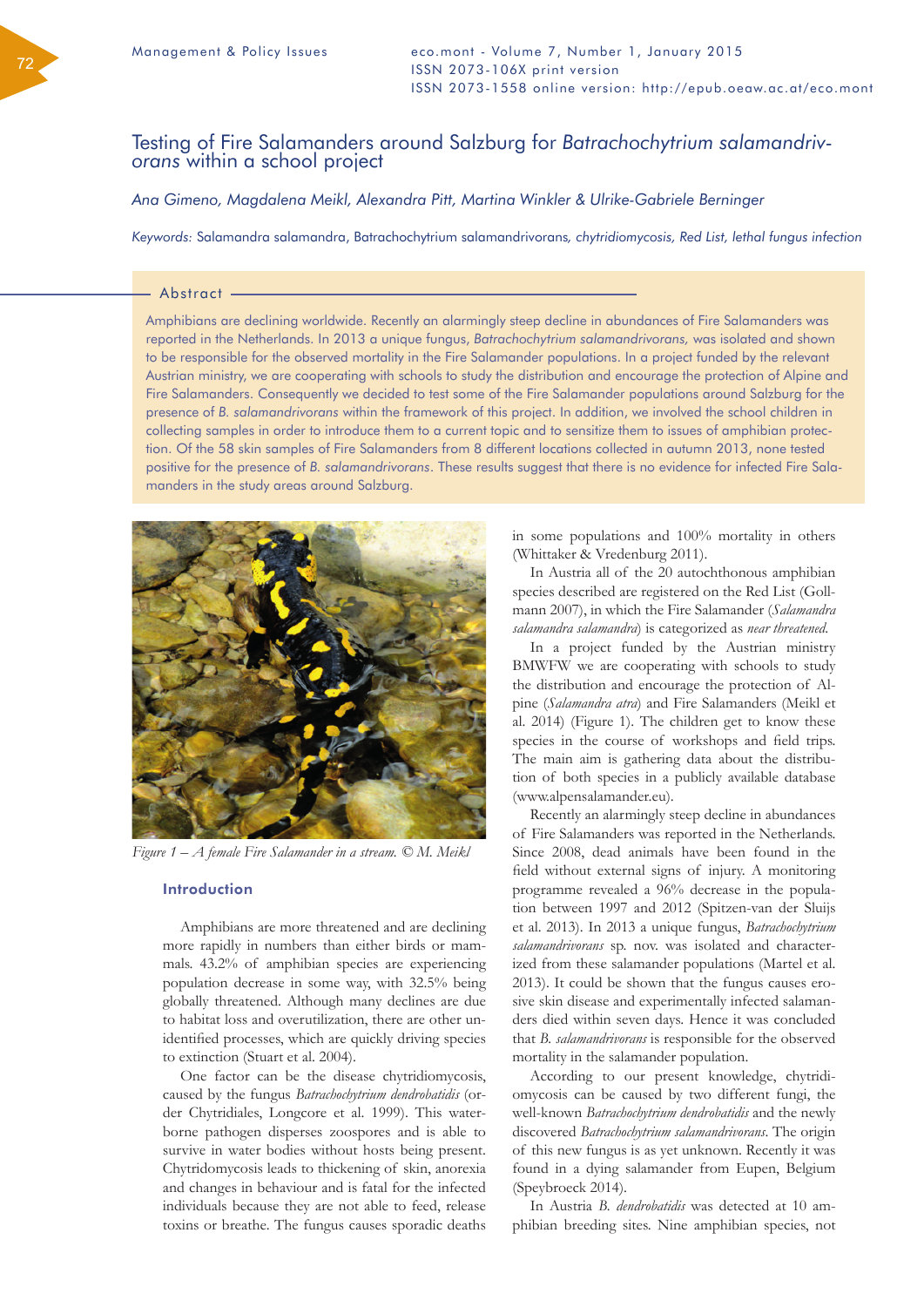Management & Policy Issues

# Testing of Fire Salamanders around Salzburg for *Batrachochytrium salamandrivorans* within a school project

*Ana Gimeno, Magdalena Meikl, Alexandra Pitt, Martina Winkler & Ulrike-Gabriele Berninger*

*Keywords:* Salamandra salamandra, Batrachochytrium salamandrivorans, *chytridiomycosis, Red List, lethal fungus infection*

## Abstract

Amphibians are declining worldwide. Recently an alarmingly steep decline in abundances of Fire Salamanders was reported in the Netherlands. In 2013 a unique fungus, *Batrachochytrium salamandrivorans,* was isolated and shown to be responsible for the observed mortality in the Fire Salamander populations. In a project funded by the relevant Austrian ministry, we are cooperating with schools to study the distribution and encourage the protection of Alpine and Fire Salamanders. Consequently we decided to test some of the Fire Salamander populations around Salzburg for the presence of *B. salamandrivorans* within the framework of this project. In addition, we involved the school children in collecting samples in order to introduce them to a current topic and to sensitize them to issues of amphibian protection. Of the 58 skin samples of Fire Salamanders from 8 different locations collected in autumn 2013, none tested positive for the presence of *B. salamandrivorans*. These results suggest that there is no evidence for infected Fire Salamanders in the study areas around Salzburg.

*Figure 1 – A female Fire Salamander in a stream. © M. Meikl*

## Introduction

Amphibians are more threatened and are declining more rapidly in numbers than either birds or mammals. 43.2% of amphibian species are experiencing population decrease in some way, with 32.5% being globally threatened. Although many declines are due to habitat loss and overutilization, there are other unidentified processes, which are quickly driving species to extinction (Stuart et al. 2004).

One factor can be the disease chytridiomycosis, caused by the fungus *Batrachochytrium dendrobatidis* (order Chytridiales, Longcore et al. 1999). This waterborne pathogen disperses zoospores and is able to survive in water bodies without hosts being present. Chytridomycosis leads to thickening of skin, anorexia and changes in behaviour and is fatal for the infected individuals because they are not able to feed, release toxins or breathe. The fungus causes sporadic deaths in some populations and 100% mortality in others (Whittaker & Vredenburg 2011).

In Austria all of the 20 autochthonous amphibian species described are registered on the Red List (Gollmann 2007), in which the Fire Salamander (*Salamandra salamandra salamandra*) is categorized as *near threatened*.

In a project funded by the Austrian ministry BMWFW we are cooperating with schools to study the distribution and encourage the protection of Alpine (*Salamandra atra*) and Fire Salamanders (Meikl et al. 2014) (Figure 1). The children get to know these species in the course of workshops and field trips. The main aim is gathering data about the distribution of both species in a publicly available database (www.alpensalamander.eu).

Recently an alarmingly steep decline in abundances of Fire Salamanders was reported in the Netherlands. Since 2008, dead animals have been found in the field without external signs of injury. A monitoring programme revealed a 96% decrease in the population between 1997 and 2012 (Spitzen-van der Sluijs et al. 2013). In 2013 a unique fungus, *Batrachochytrium salamandrivorans* sp. nov. was isolated and characterized from these salamander populations (Martel et al. 2013). It could be shown that the fungus causes erosive skin disease and experimentally infected salamanders died within seven days. Hence it was concluded that *B. salamandrivorans* is responsible for the observed mortality in the salamander population.

According to our present knowledge, chytridiomycosis can be caused by two different fungi, the well-known *Batrachochytrium dendrobatidis* and the newly discovered *Batrachochytrium salamandrivorans*. The origin of this new fungus is as yet unknown. Recently it was found in a dying salamander from Eupen, Belgium (Speybroeck 2014).

In Austria *B. dendrobatidis* was detected at 10 amphibian breeding sites. Nine amphibian species, not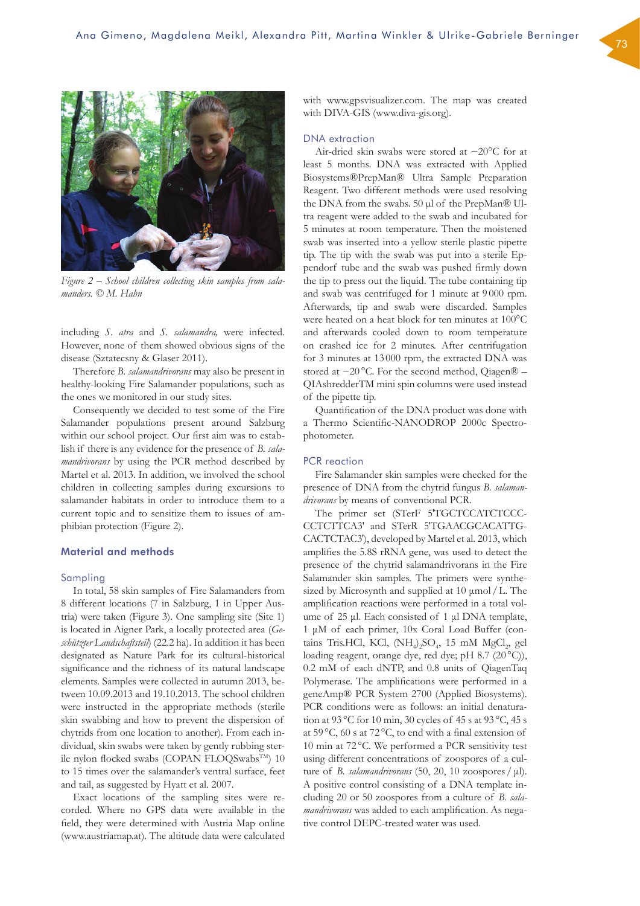Figure 2 – School children collecting skin samples from salamanders. © M. Hahn

including *S. atra* and *S. salamandra,* were infected. However, none of them showed obvious signs of the disease (Sztatecsny & Glaser 2011).

Therefore *B. salamandrivorans* may also be present in healthy-looking Fire Salamander populations, such as the ones we monitored in our study sites.

Consequently we decided to test some of the Fire Salamander populations present around Salzburg within our school project. Our first aim was to establish if there is any evidence for the presence of *B. salamandrivorans* by using the PCR method described by Martel et al. 2013. In addition, we involved the school children in collecting samples during excursions to salamander habitats in order to introduce them to a current topic and to sensitize them to issues of amphibian protection (Figure 2).

## Material and methods

### Sampling

In total, 58 skin samples of Fire Salamanders from 8 different locations (7 in Salzburg, 1 in Upper Austria) were taken (Figure 3). One sampling site (Site 1) is located in Aigner Park, a locally protected area (*Geschützter Landschaftsteil*) (22.2 ha). In addition it has been designated as Nature Park for its cultural-historical significance and the richness of its natural landscape elements. Samples were collected in autumn 2013, between 10.09.2013 and 19.10.2013. The school children were instructed in the appropriate methods (sterile skin swabbing and how to prevent the dispersion of chytrids from one location to another). From each individual, skin swabs were taken by gently rubbing sterile nylon flocked swabs (COPAN FLOQSwabs™) 10 to 15 times over the salamander's ventral surface, feet and tail, as suggested by Hyatt et al. 2007.

Exact locations of the sampling sites were recorded. Where no GPS data were available in the field, they were determined with Austria Map online (www.austriamap.at). The altitude data were calculated with www.gpsvisualizer.com. The map was created with DIVA-GIS (www.diva-gis.org).

### DNA extraction

Air-dried skin swabs were stored at −20°C for at least 5 months. DNA was extracted with Applied Biosystems®PrepMan® Ultra Sample Preparation Reagent. Two different methods were used resolving the DNA from the swabs. 50 µl of the PrepMan® Ultra reagent were added to the swab and incubated for 5 minutes at room temperature. Then the moistened swab was inserted into a yellow sterile plastic pipette tip. The tip with the swab was put into a sterile Eppendorf tube and the swab was pushed firmly down the tip to press out the liquid. The tube containing tip and swab was centrifuged for 1 minute at 9000 rpm. Afterwards, tip and swab were discarded. Samples were heated on a heat block for ten minutes at 100°C and afterwards cooled down to room temperature on crashed ice for 2 minutes. After centrifugation for 3 minutes at 13000 rpm, the extracted DNA was stored at −20 °C. For the second method, Qiagen® – QIAshredderTM mini spin columns were used instead of the pipette tip.

Quantification of the DNA product was done with a Thermo Scientific-NANODROP 2000c Spectrophotometer.

### PCR reaction

Fire Salamander skin samples were checked for the presence of DNA from the chytrid fungus *B. salamandrivorans* by means of conventional PCR.

The primer set (STerF 5'TGCTCCATCTCCCCCTCTTCA3' and STerR 5'TGAACGCACATTGCACTCTAC3'), developed by Martel et al. 2013, which amplifies the 5.8S rRNA gene, was used to detect the presence of the chytrid salamandrivorans in the Fire Salamander skin samples. The primers were synthesized by Microsynth and supplied at 10 µmol / L. The amplification reactions were performed in a total volume of 25 µl. Each consisted of 1 µl DNA template, 1 µM of each primer, 10x Coral Load Buffer (contains Tris.HCl, KCl, $(NH_4)_2SO_4$, 15 mM $MgCl_2$, gel loading reagent, orange dye, red dye; pH 8.7 (20 °C)), 0.2 mM of each dNTP, and 0.8 units of QiagenTaq Polymerase. The amplifications were performed in a geneAmp® PCR System 2700 (Applied Biosystems). PCR conditions were as follows: an initial denaturation at 93 °C for 10 min, 30 cycles of 45 s at 93 °C, 45 s at 59 °C, 60 s at 72 °C, to end with a final extension of 10 min at 72 °C. We performed a PCR sensitivity test using different concentrations of zoospores of a culture of *B. salamandrivorans* (50, 20, 10 zoospores / µl). A positive control consisting of a DNA template including 20 or 50 zoospores from a culture of *B. salamandrivorans* was added to each amplification. As negative control DEPC-treated water was used.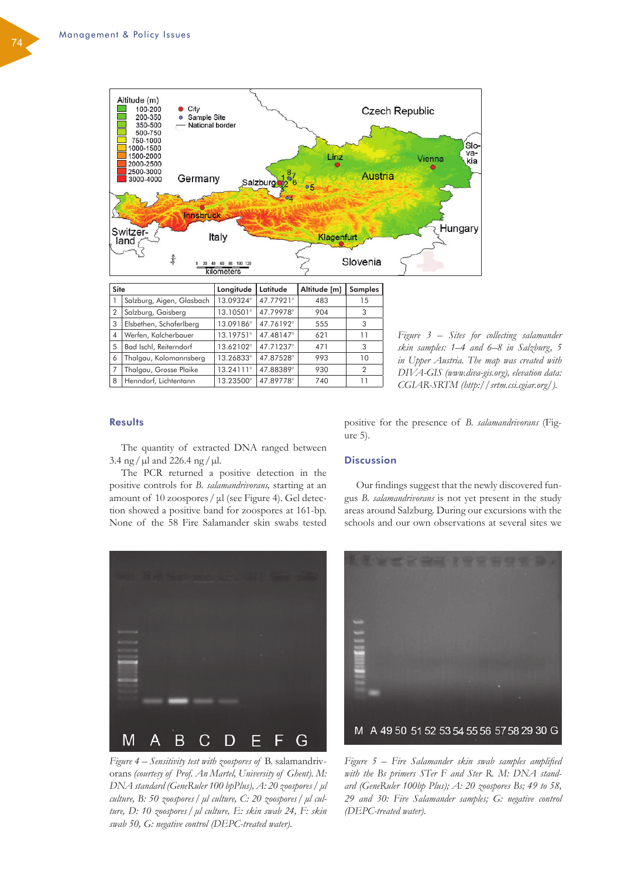| Site | | Longitude | Latitude | Altitude [m] | Samples |
|---|---|---|---|---|---|
| 1 | Salzburg, Aigen, Glasbach | 13.09324° | 47.77921° | 483 | 15 |
| 2 | Salzburg, Gaisberg | 13.10501° | 47.79978° | 904 | 3 |
| 3 | Elsbethen, Schaferlberg | 13.09186° | 47.76192° | 555 | 3 |
| 4 | Werfen, Kalcherbauer | 13.19751° | 47.48147° | 621 | 11 |
| 5 | Bad Ischl, Reiterndorf | 13.62102° | 47.71237° | 471 | 3 |
| 6 | Thalgau, Kolomannsberg | 13.26833° | 47.87528° | 993 | 10 |
| 7 | Thalgau, Grosse Plaike | 13.24111° | 47.88389° | 930 | 2 |
| 8 | Henndorf, Lichtentann | 13.23500° | 47.89778° | 740 | 11 |

*Figure 3 – Sites for collecting salamander skin samples: 1–4 and 6–8 in Salzburg, 5 in Upper Austria. The map was created with DIVA-GIS (www.diva-gis.org), elevation data: CGIAR-SRTM (http://srtm.csi.cgiar.org/).*

## Results

The quantity of extracted DNA ranged between 3.4 ng/µl and 226.4 ng/µl.

The PCR returned a positive detection in the positive controls for *B. salamandrivorans,* starting at an amount of 10 zoospores/µl (see Figure 4). Gel detection showed a positive band for zoospores at 161-bp. None of the 58 Fire Salamander skin swabs tested positive for the presence of *B. salamandrivorans* (Figure 5).

## Discussion

Our findings suggest that the newly discovered fungus *B. salamandrivorans* is not yet present in the study areas around Salzburg. During our excursions with the schools and our own observations at several sites we

*Figure 4 – Sensitivity test with zoospores of* B. salamandrivorans *(courtesy of Prof. An Martel, University of Ghent). M: DNA standard (GeneRuler 100 bpPlus), A: 20 zoospores/µl culture, B: 50 zoospores/µl culture, C: 20 zoospores/µl culture, D: 10 zoospores/µl culture, E: skin swab 24, F: skin swab 50, G: negative control (DEPC-treated water).*

*Figure 5 – Fire Salamander skin swab samples amplified with the Bs primers STer F and Ster R. M: DNA standard (GeneRuler 100bp Plus); A: 20 zoospores Bs; 49 to 58, 29 and 30: Fire Salamander samples; G: negative control (DEPC-treated water).*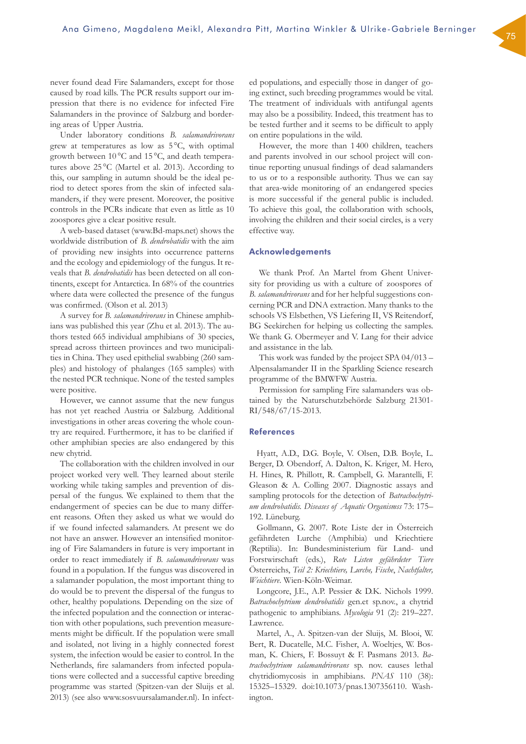never found dead Fire Salamanders, except for those caused by road kills. The PCR results support our impression that there is no evidence for infected Fire Salamanders in the province of Salzburg and bordering areas of Upper Austria.

Under laboratory conditions *B. salamandrivorans* grew at temperatures as low as 5 °C, with optimal growth between 10 °C and 15 °C, and death temperatures above 25 °C (Martel et al. 2013). According to this, our sampling in autumn should be the ideal period to detect spores from the skin of infected salamanders, if they were present. Moreover, the positive controls in the PCRs indicate that even as little as 10 zoospores give a clear positive result.

A web-based dataset (www.Bd-maps.net) shows the worldwide distribution of *B. dendrobatidis* with the aim of providing new insights into occurrence patterns and the ecology and epidemiology of the fungus. It reveals that *B. dendrobatidis* has been detected on all continents, except for Antarctica. In 68% of the countries where data were collected the presence of the fungus was confirmed. (Olson et al. 2013)

A survey for *B. salamandrivorans* in Chinese amphibians was published this year (Zhu et al. 2013). The authors tested 665 individual amphibians of 30 species, spread across thirteen provinces and two municipalities in China. They used epithelial swabbing (260 samples) and histology of phalanges (165 samples) with the nested PCR technique. None of the tested samples were positive.

However, we cannot assume that the new fungus has not yet reached Austria or Salzburg. Additional investigations in other areas covering the whole country are required. Furthermore, it has to be clarified if other amphibian species are also endangered by this new chytrid.

The collaboration with the children involved in our project worked very well. They learned about sterile working while taking samples and prevention of dispersal of the fungus. We explained to them that the endangerment of species can be due to many different reasons. Often they asked us what we would do if we found infected salamanders. At present we do not have an answer. However an intensified monitoring of Fire Salamanders in future is very important in order to react immediately if *B. salamandrivorans* was found in a population. If the fungus was discovered in a salamander population, the most important thing to do would be to prevent the dispersal of the fungus to other, healthy populations. Depending on the size of the infected population and the connection or interaction with other populations, such prevention measurements might be difficult. If the population were small and isolated, not living in a highly connected forest system, the infection would be easier to control. In the Netherlands, fire salamanders from infected populations were collected and a successful captive breeding programme was started (Spitzen-van der Sluijs et al. 2013) (see also www.sosvuursalamander.nl). In infected populations, and especially those in danger of going extinct, such breeding programmes would be vital. The treatment of individuals with antifungal agents may also be a possibility. Indeed, this treatment has to be tested further and it seems to be difficult to apply on entire populations in the wild.

However, the more than 1 400 children, teachers and parents involved in our school project will continue reporting unusual findings of dead salamanders to us or to a responsible authority. Thus we can say that area-wide monitoring of an endangered species is more successful if the general public is included. To achieve this goal, the collaboration with schools, involving the children and their social circles, is a very effective way.

## Acknowledgements

We thank Prof. An Martel from Ghent University for providing us with a culture of zoospores of *B. salamandrivorans* and for her helpful suggestions concerning PCR and DNA extraction. Many thanks to the schools VS Elsbethen, VS Liefering II, VS Reitendorf, BG Seekirchen for helping us collecting the samples. We thank G. Obermeyer and V. Lang for their advice and assistance in the lab.

This work was funded by the project SPA 04/013 – Alpensalamander II in the Sparkling Science research programme of the BMWFW Austria.

Permission for sampling Fire salamanders was obtained by the Naturschutzbehörde Salzburg 21301-RI/548/67/15-2013.

## References

Hyatt, A.D., D.G. Boyle, V. Olsen, D.B. Boyle, L. Berger, D. Obendorf, A. Dalton, K. Kriger, M. Hero, H. Hines, R. Phillott, R. Campbell, G. Marantelli, F. Gleason & A. Colling 2007. Diagnostic assays and sampling protocols for the detection of *Batrachochytrium dendrobatidis*. *Diseases of Aquatic Organismss* 73: 175–192. Lüneburg.

Gollmann, G. 2007. Rote Liste der in Österreich gefährdeten Lurche (Amphibia) und Kriechtiere (Reptilia). In: Bundesministerium für Land- und Forstwirtschaft (eds.), *Rote Listen gefährdeter Tiere* Österreichs, *Teil 2: Kriechtiere, Lurche, Fische, Nachtfalter, Weichtiere*. Wien-Köln-Weimar.

Longcore, J.E., A.P. Pessier & D.K. Nichols 1999. *Batrachochytrium dendrobatidis* gen.et sp.nov., a chytrid pathogenic to amphibians. *Mycologia* 91 (2): 219–227. Lawrence.

Martel, A., A. Spitzen-van der Sluijs, M. Blooi, W. Bert, R. Ducatelle, M.C. Fisher, A. Woeltjes, W. Bosman, K. Chiers, F. Bossuyt & F. Pasmans 2013. *Batrachochytrium salamandrivorans* sp. nov. causes lethal chytridiomycosis in amphibians. *PNAS* 110 (38): 15325–15329. doi:10.1073/pnas.1307356110. Washington.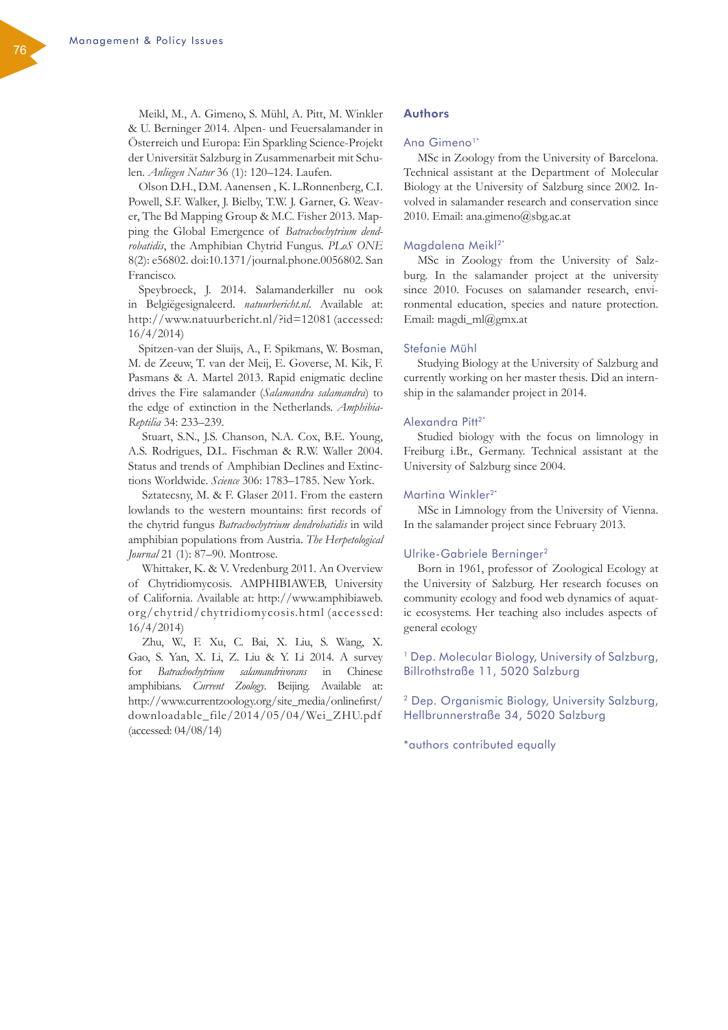Meikl, M., A. Gimeno, S. Mühl, A. Pitt, M. Winkler & U. Berninger 2014. Alpen- und Feuersalamander in Österreich und Europa: Ein Sparkling Science-Projekt der Universität Salzburg in Zusammenarbeit mit Schulen. *Anliegen Natur* 36 (1): 120–124. Laufen.

Olson D.H., D.M. Aanensen , K. L.Ronnenberg, C.I. Powell, S.F. Walker, J. Bielby, T.W. J. Garner, G. Weaver, The Bd Mapping Group & M.C. Fisher 2013. Mapping the Global Emergence of *Batrachochytrium dendrobatidis*, the Amphibian Chytrid Fungus. *PLoS ONE* 8(2): e56802. doi:10.1371/journal.phone.0056802. San Francisco.

Speybroeck, J. 2014. Salamanderkiller nu ook in Belgiëgesignaleerd. *natuurbericht.nl*. Available at: http://www.natuurbericht.nl/?id=12081 (accessed: 16/4/2014)

Spitzen-van der Sluijs, A., F. Spikmans, W. Bosman, M. de Zeeuw, T. van der Meij, E. Goverse, M. Kik, F. Pasmans & A. Martel 2013. Rapid enigmatic decline drives the Fire salamander (*Salamandra salamandra*) to the edge of extinction in the Netherlands. *Amphibia-Reptilia* 34: 233–239.

Stuart, S.N., J.S. Chanson, N.A. Cox, B.E. Young, A.S. Rodrigues, D.L. Fischman & R.W. Waller 2004. Status and trends of Amphibian Declines and Extinctions Worldwide. *Science* 306: 1783–1785. New York.

Sztatecsny, M. & F. Glaser 2011. From the eastern lowlands to the western mountains: first records of the chytrid fungus *Batrachochytrium dendrobatidis* in wild amphibian populations from Austria. *The Herpetological Journal* 21 (1): 87–90. Montrose.

Whittaker, K. & V. Vredenburg 2011. An Overview of Chytridiomycosis. AMPHIBIAWEB, University of California. Available at: http://www.amphibiaweb.org/chytrid/chytridiomycosis.html (accessed: 16/4/2014)

Zhu, W., F. Xu, C. Bai, X. Liu, S. Wang, X. Gao, S. Yan, X. Li, Z. Liu & Y. Li 2014. A survey for *Batrachochytrium salamandrivorans* in Chinese amphibians. *Current Zoology*. Beijing. Available at: http://www.currentzoology.org/site_media/onlinefirst/downloadable_file/2014/05/04/Wei_ZHU.pdf (accessed: 04/08/14)

## Authors

### Ana Gimeno[1*]

MSc in Zoology from the University of Barcelona. Technical assistant at the Department of Molecular Biology at the University of Salzburg since 2002. Involved in salamander research and conservation since 2010. Email: ana.gimeno@sbg.ac.at

### Magdalena Meikl[2*]

MSc in Zoology from the University of Salzburg. In the salamander project at the university since 2010. Focuses on salamander research, environmental education, species and nature protection. Email: magdi_ml@gmx.at

### Stefanie Mühl

Studying Biology at the University of Salzburg and currently working on her master thesis. Did an internship in the salamander project in 2014.

### Alexandra Pitt[2*]

Studied biology with the focus on limnology in Freiburg i.Br., Germany. Technical assistant at the University of Salzburg since 2004.

### Martina Winkler[2*]

MSc in Limnology from the University of Vienna. In the salamander project since February 2013.

### Ulrike-Gabriele Berninger[2]

Born in 1961, professor of Zoological Ecology at the University of Salzburg. Her research focuses on community ecology and food web dynamics of aquatic ecosystems. Her teaching also includes aspects of general ecology

[1] Dep. Molecular Biology, University of Salzburg, Billrothstraße 11, 5020 Salzburg

[2] Dep. Organismic Biology, University Salzburg, Hellbrunnerstraße 34, 5020 Salzburg

*authors contributed equally